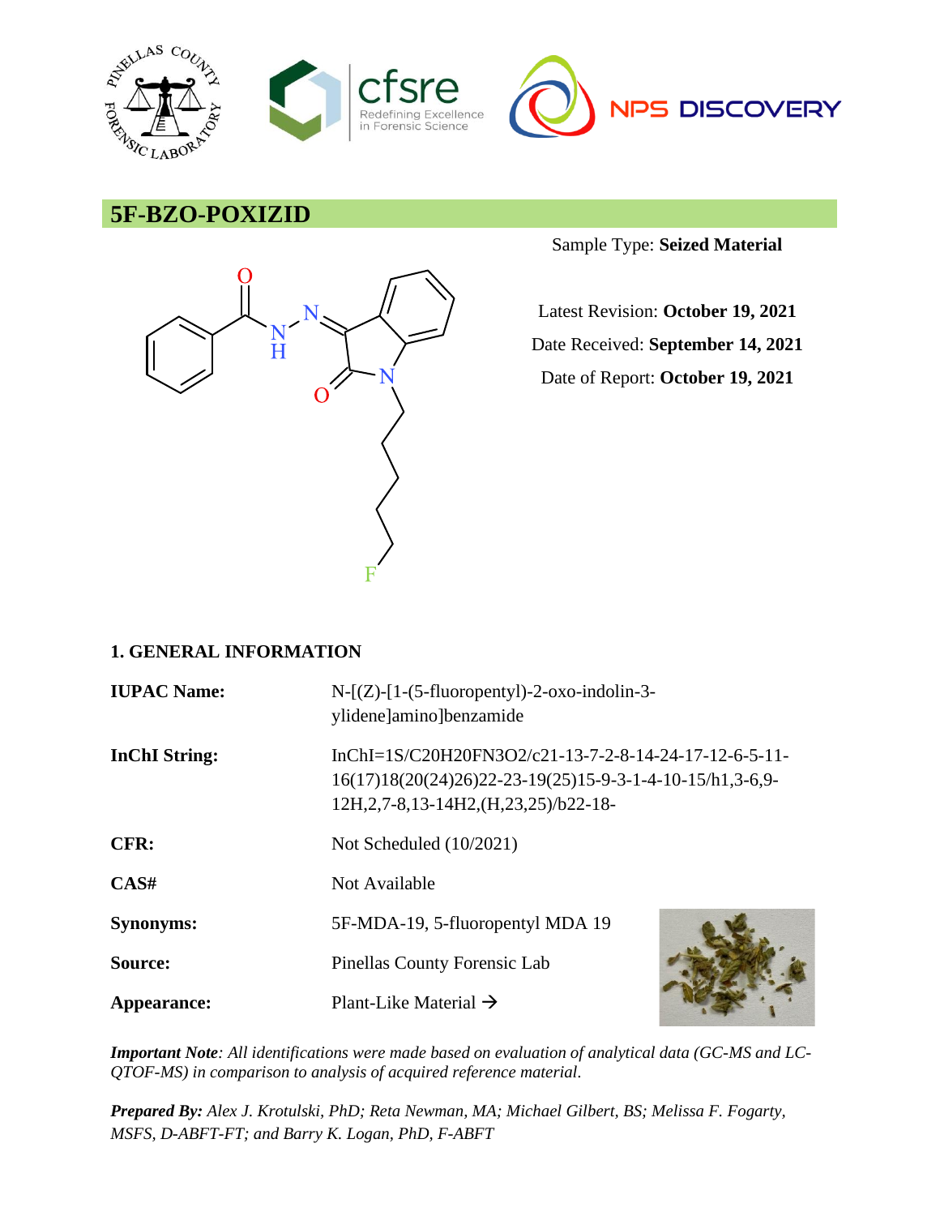# 5F-BZO-POXIZID

Sample Type: **Seized Material**

Latest Revision: **October 19, 2021**

Date Received: **September 14, 2021**

Date of Report: **October 19, 2021**

## 1. GENERAL INFORMATION

**IUPAC Name:** N-[(Z)-[1-(5-fluoropentyl)-2-oxo-indolin-3-ylidene]amino]benzamide

**InChI String:** InChI=1S/C20H20FN3O2/c21-13-7-2-8-14-24-17-12-6-5-11-16(17)18(20(24)26)22-23-19(25)15-9-3-1-4-10-15/h1,3-6,9-12H,2,7-8,13-14H2,(H,23,25)/b22-18-

**CFR:** Not Scheduled (10/2021)

**CAS#** Not Available

**Synonyms:** 5F-MDA-19, 5-fluoropentyl MDA 19

**Source:** Pinellas County Forensic Lab

**Appearance:** Plant-Like Material →

***Important Note**: All identifications were made based on evaluation of analytical data (GC-MS and LC-QTOF-MS) in comparison to analysis of acquired reference material.*

***Prepared By:** Alex J. Krotulski, PhD; Reta Newman, MA; Michael Gilbert, BS; Melissa F. Fogarty, MSFS, D-ABFT-FT; and Barry K. Logan, PhD, F-ABFT*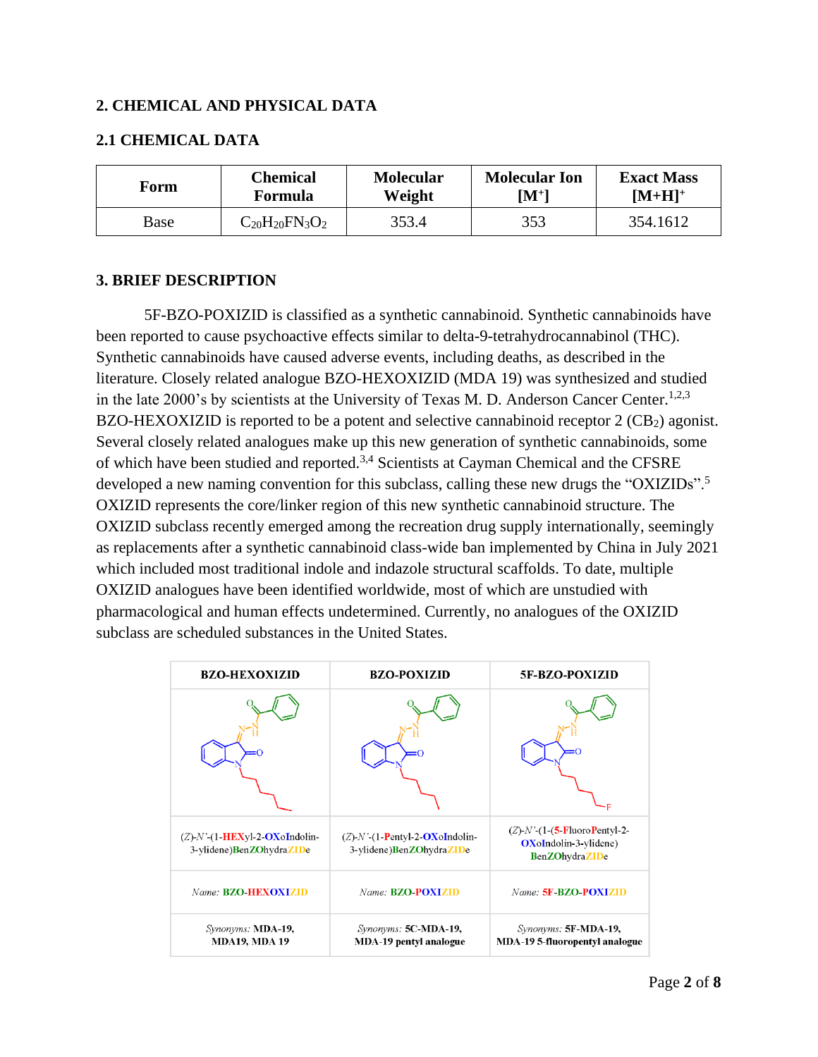## 2. CHEMICAL AND PHYSICAL DATA

### 2.1 CHEMICAL DATA

| Form | Chemical Formula | Molecular Weight | Molecular Ion $[M^+]$ | Exact Mass $[M+H]^+$ |
|---|---|---|---|---|
| Base | $C_{20}H_{20}FN_3O_2$ | 353.4 | 353 | 354.1612 |

## 3. BRIEF DESCRIPTION

5F-BZO-POXIZID is classified as a synthetic cannabinoid. Synthetic cannabinoids have been reported to cause psychoactive effects similar to delta-9-tetrahydrocannabinol (THC). Synthetic cannabinoids have caused adverse events, including deaths, as described in the literature. Closely related analogue BZO-HEXOXIZID (MDA 19) was synthesized and studied in the late 2000's by scientists at the University of Texas M. D. Anderson Cancer Center.[1,2,3] BZO-HEXOXIZID is reported to be a potent and selective cannabinoid receptor 2 ($CB_2$) agonist. Several closely related analogues make up this new generation of synthetic cannabinoids, some of which have been studied and reported.[3,4] Scientists at Cayman Chemical and the CFSRE developed a new naming convention for this subclass, calling these new drugs the "OXIZIDs".[5] OXIZID represents the core/linker region of this new synthetic cannabinoid structure. The OXIZID subclass recently emerged among the recreation drug supply internationally, seemingly as replacements after a synthetic cannabinoid class-wide ban implemented by China in July 2021 which included most traditional indole and indazole structural scaffolds. To date, multiple OXIZID analogues have been identified worldwide, most of which are unstudied with pharmacological and human effects undetermined. Currently, no analogues of the OXIZID subclass are scheduled substances in the United States.

| BZO-HEXOXIZID | BZO-POXIZID | 5F-BZO-POXIZID |
|---|---|---|
| | | |
| (*Z*)-*N'*-(1-HEXyl-2-OXoIndolin-3-ylidene)BenZOhydraZIDe | (*Z*)-*N'*-(1-Pentyl-2-OXoIndolin-3-ylidene)BenZOhydraZIDe | (*Z*)-*N'*-(1-(5-FluoroPentyl-2-OXoIndolin-3-ylidene)BenZOhydraZIDe |
| *Name:* **BZO-HEXOXIZID** | *Name:* **BZO-POXIZID** | *Name:* **5F-BZO-POXIZID** |
| *Synonyms:* **MDA-19, MDA19, MDA 19** | *Synonyms:* **5C-MDA-19, MDA-19 pentyl analogue** | *Synonyms:* **5F-MDA-19, MDA-19 5-fluoropentyl analogue** |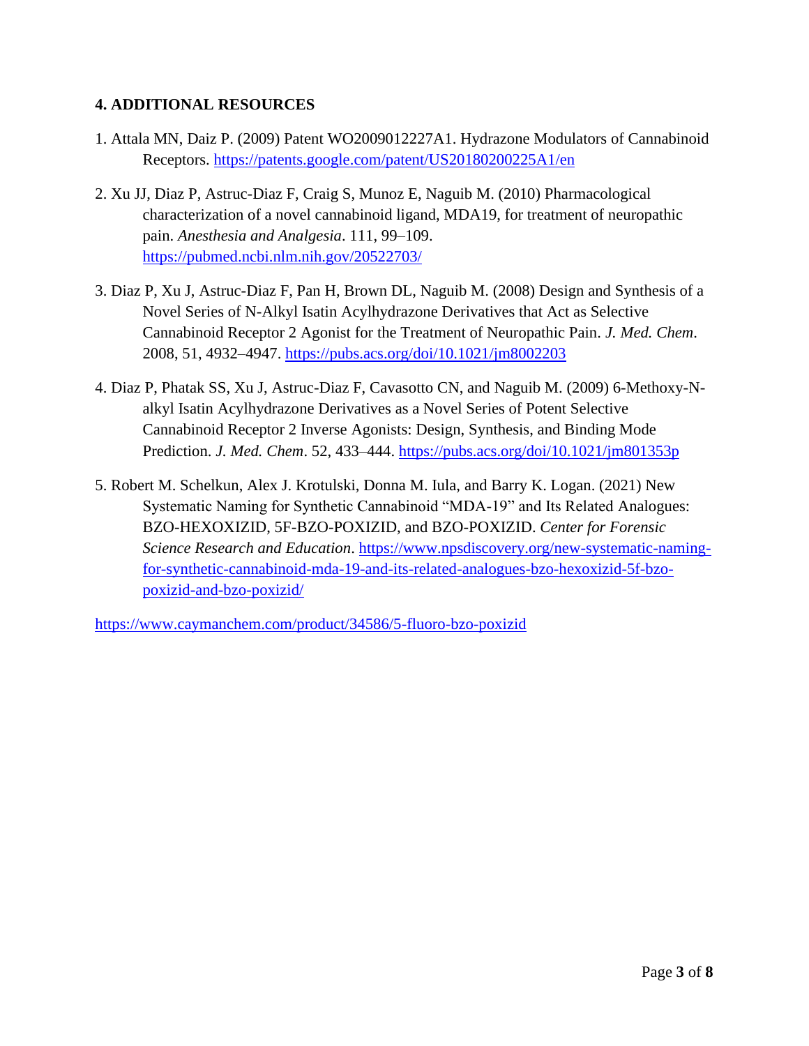### 4. ADDITIONAL RESOURCES

1. Attala MN, Daiz P. (2009) Patent WO2009012227A1. Hydrazone Modulators of Cannabinoid Receptors. https://patents.google.com/patent/US20180200225A1/en

2. Xu JJ, Diaz P, Astruc-Diaz F, Craig S, Munoz E, Naguib M. (2010) Pharmacological characterization of a novel cannabinoid ligand, MDA19, for treatment of neuropathic pain. *Anesthesia and Analgesia*. 111, 99–109. https://pubmed.ncbi.nlm.nih.gov/20522703/

3. Diaz P, Xu J, Astruc-Diaz F, Pan H, Brown DL, Naguib M. (2008) Design and Synthesis of a Novel Series of N-Alkyl Isatin Acylhydrazone Derivatives that Act as Selective Cannabinoid Receptor 2 Agonist for the Treatment of Neuropathic Pain. *J. Med. Chem*. 2008, 51, 4932–4947. https://pubs.acs.org/doi/10.1021/jm8002203

4. Diaz P, Phatak SS, Xu J, Astruc-Diaz F, Cavasotto CN, and Naguib M. (2009) 6-Methoxy-N-alkyl Isatin Acylhydrazone Derivatives as a Novel Series of Potent Selective Cannabinoid Receptor 2 Inverse Agonists: Design, Synthesis, and Binding Mode Prediction. *J. Med. Chem*. 52, 433–444. https://pubs.acs.org/doi/10.1021/jm801353p

5. Robert M. Schelkun, Alex J. Krotulski, Donna M. Iula, and Barry K. Logan. (2021) New Systematic Naming for Synthetic Cannabinoid "MDA-19" and Its Related Analogues: BZO-HEXOXIZID, 5F-BZO-POXIZID, and BZO-POXIZID. *Center for Forensic Science Research and Education*. https://www.npsdiscovery.org/new-systematic-naming-for-synthetic-cannabinoid-mda-19-and-its-related-analogues-bzo-hexoxizid-5f-bzo-poxizid-and-bzo-poxizid/

https://www.caymanchem.com/product/34586/5-fluoro-bzo-poxizid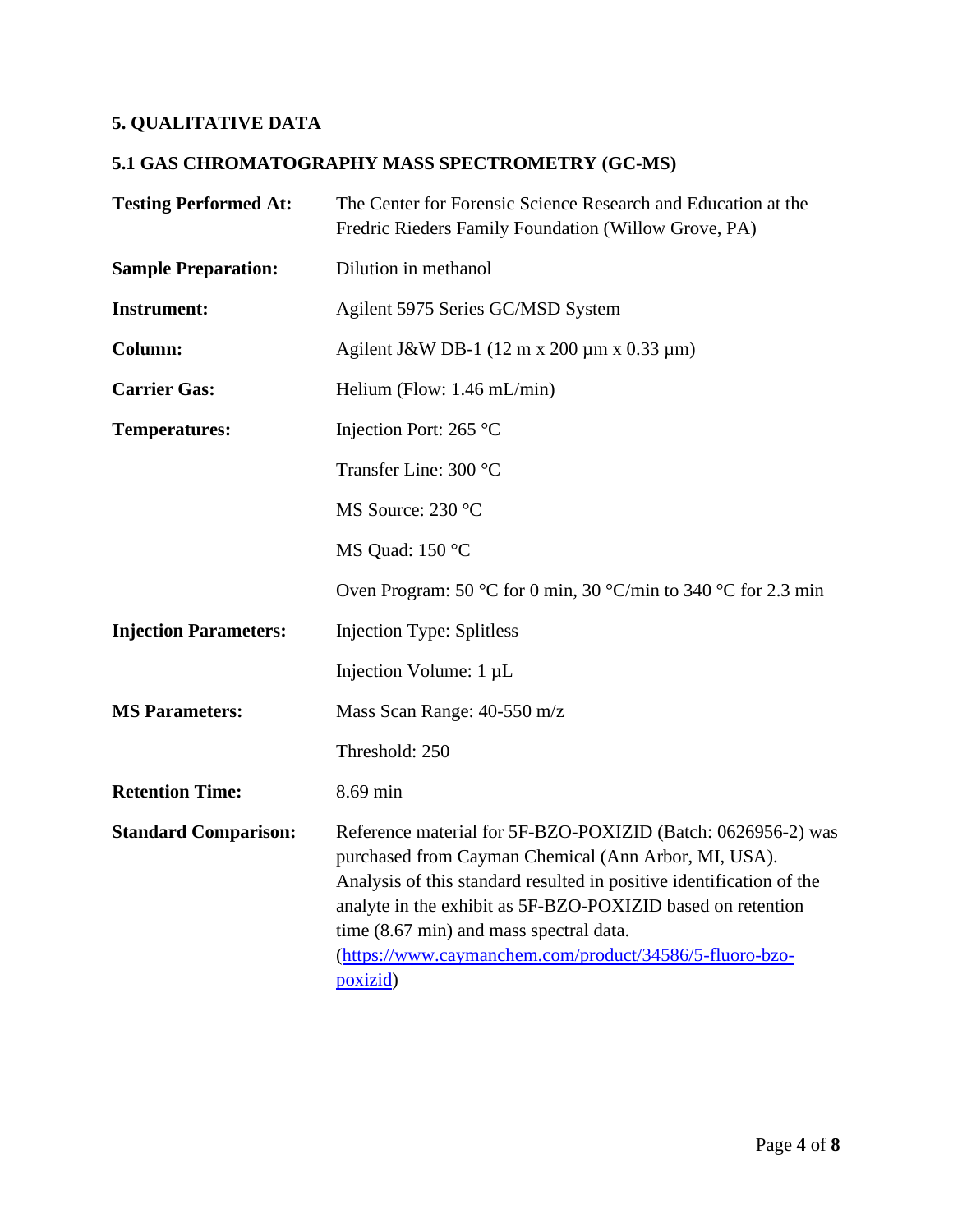## 5. QUALITATIVE DATA

### 5.1 GAS CHROMATOGRAPHY MASS SPECTROMETRY (GC-MS)

| | |
|---|---|
| **Testing Performed At:** | The Center for Forensic Science Research and Education at the Fredric Rieders Family Foundation (Willow Grove, PA) |
| **Sample Preparation:** | Dilution in methanol |
| **Instrument:** | Agilent 5975 Series GC/MSD System |
| **Column:** | Agilent J&W DB-1 (12 m x 200 µm x 0.33 µm) |
| **Carrier Gas:** | Helium (Flow: 1.46 mL/min) |
| **Temperatures:** | Injection Port: 265 °C |
| | Transfer Line: 300 °C |
| | MS Source: 230 °C |
| | MS Quad: 150 °C |
| | Oven Program: 50 °C for 0 min, 30 °C/min to 340 °C for 2.3 min |
| **Injection Parameters:** | Injection Type: Splitless |
| | Injection Volume: 1 µL |
| **MS Parameters:** | Mass Scan Range: 40-550 m/z |
| | Threshold: 250 |
| **Retention Time:** | 8.69 min |
| **Standard Comparison:** | Reference material for 5F-BZO-POXIZID (Batch: 0626956-2) was purchased from Cayman Chemical (Ann Arbor, MI, USA). Analysis of this standard resulted in positive identification of the analyte in the exhibit as 5F-BZO-POXIZID based on retention time (8.67 min) and mass spectral data. (https://www.caymanchem.com/product/34586/5-fluoro-bzo-poxizid) |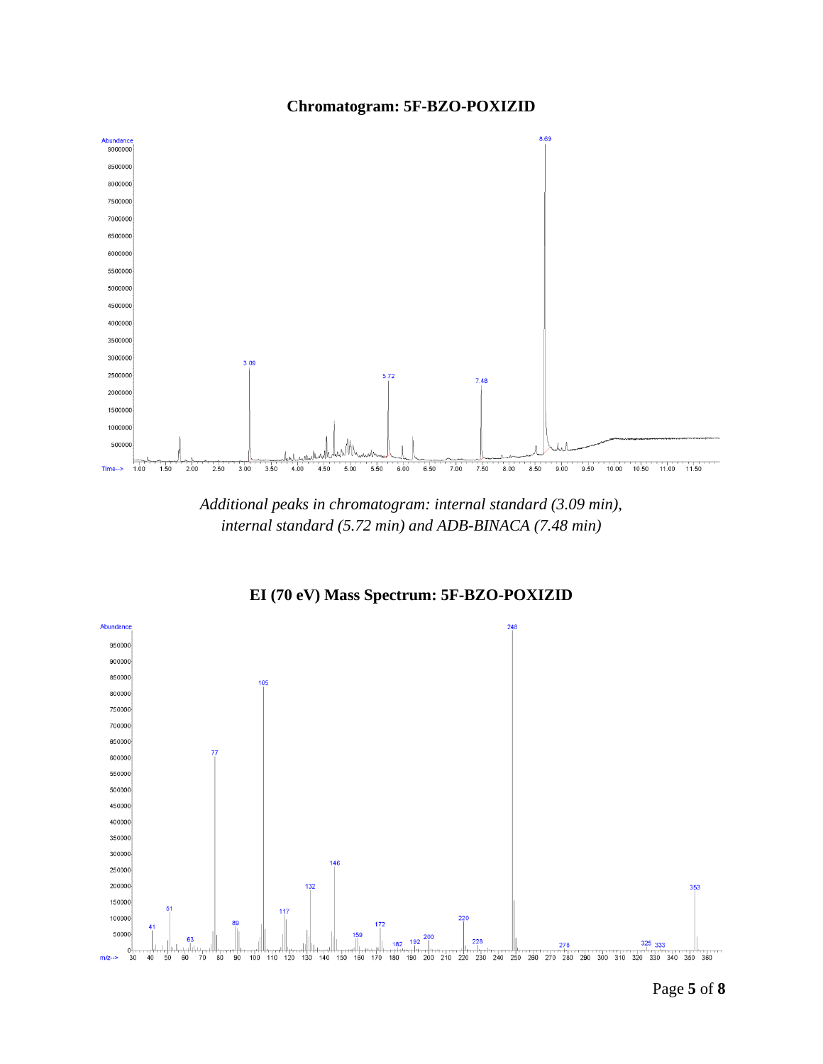## Chromatogram: 5F-BZO-POXIZID

*Additional peaks in chromatogram: internal standard (3.09 min), internal standard (5.72 min) and ADB-BINACA (7.48 min)*

## EI (70 eV) Mass Spectrum: 5F-BZO-POXIZID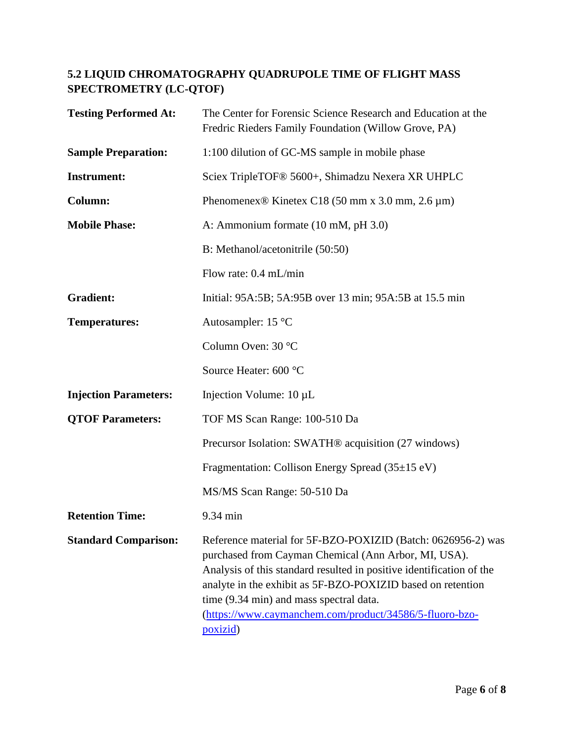## 5.2 LIQUID CHROMATOGRAPHY QUADRUPOLE TIME OF FLIGHT MASS SPECTROMETRY (LC-QTOF)

| | |
|---|---|
| **Testing Performed At:** | The Center for Forensic Science Research and Education at the Fredric Rieders Family Foundation (Willow Grove, PA) |
| **Sample Preparation:** | 1:100 dilution of GC-MS sample in mobile phase |
| **Instrument:** | Sciex TripleTOF® 5600+, Shimadzu Nexera XR UHPLC |
| **Column:** | Phenomenex® Kinetex C18 (50 mm x 3.0 mm, 2.6 µm) |
| **Mobile Phase:** | A: Ammonium formate (10 mM, pH 3.0) |
| | B: Methanol/acetonitrile (50:50) |
| | Flow rate: 0.4 mL/min |
| **Gradient:** | Initial: 95A:5B; 5A:95B over 13 min; 95A:5B at 15.5 min |
| **Temperatures:** | Autosampler: 15 °C |
| | Column Oven: 30 °C |
| | Source Heater: 600 °C |
| **Injection Parameters:** | Injection Volume: 10 µL |
| **QTOF Parameters:** | TOF MS Scan Range: 100-510 Da |
| | Precursor Isolation: SWATH® acquisition (27 windows) |
| | Fragmentation: Collison Energy Spread (35±15 eV) |
| | MS/MS Scan Range: 50-510 Da |
| **Retention Time:** | 9.34 min |
| **Standard Comparison:** | Reference material for 5F-BZO-POXIZID (Batch: 0626956-2) was purchased from Cayman Chemical (Ann Arbor, MI, USA). Analysis of this standard resulted in positive identification of the analyte in the exhibit as 5F-BZO-POXIZID based on retention time (9.34 min) and mass spectral data. (https://www.caymanchem.com/product/34586/5-fluoro-bzo-poxizid) |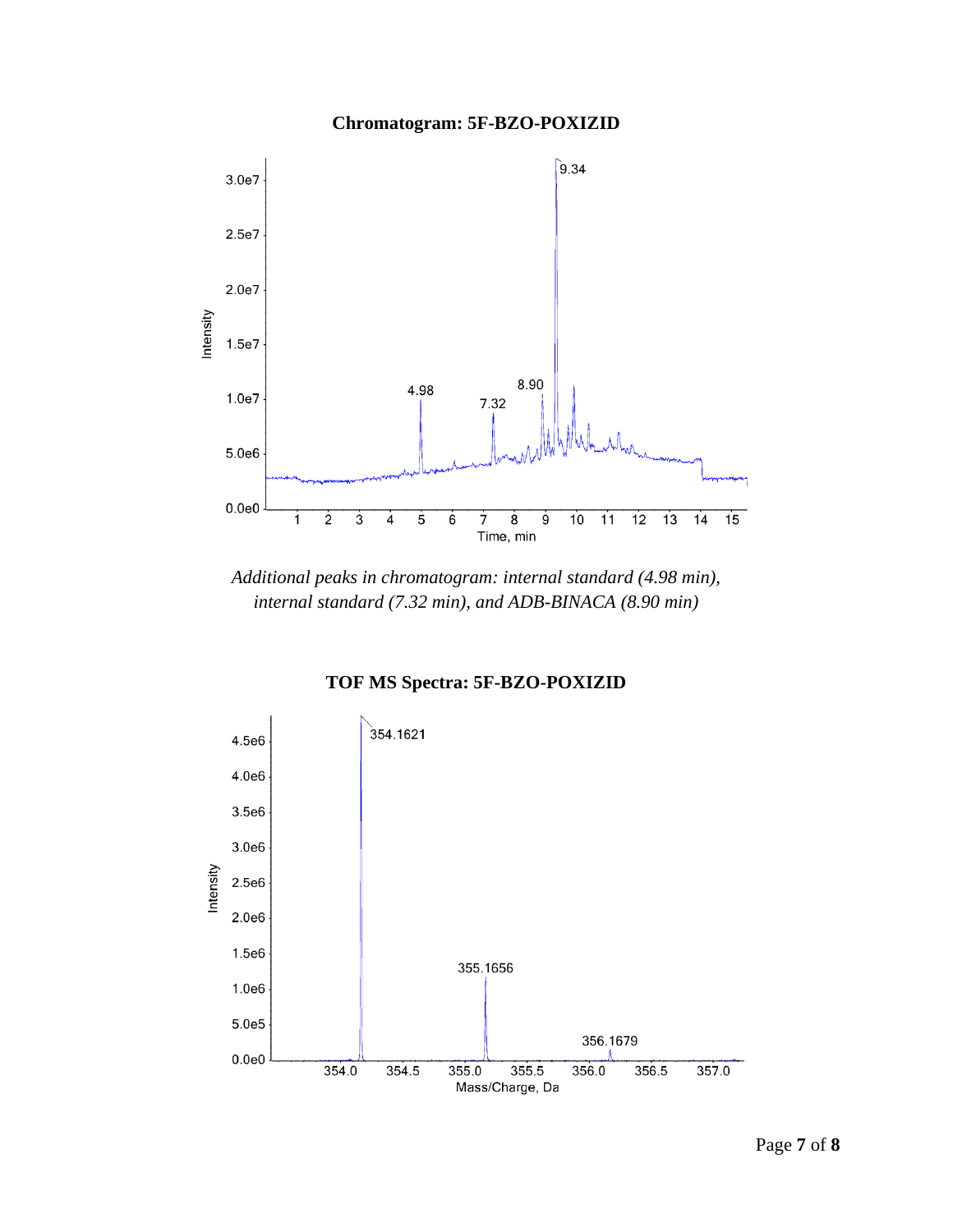**Chromatogram: 5F-BZO-POXIZID**

*Additional peaks in chromatogram: internal standard (4.98 min), internal standard (7.32 min), and ADB-BINACA (8.90 min)*

**TOF MS Spectra: 5F-BZO-POXIZID**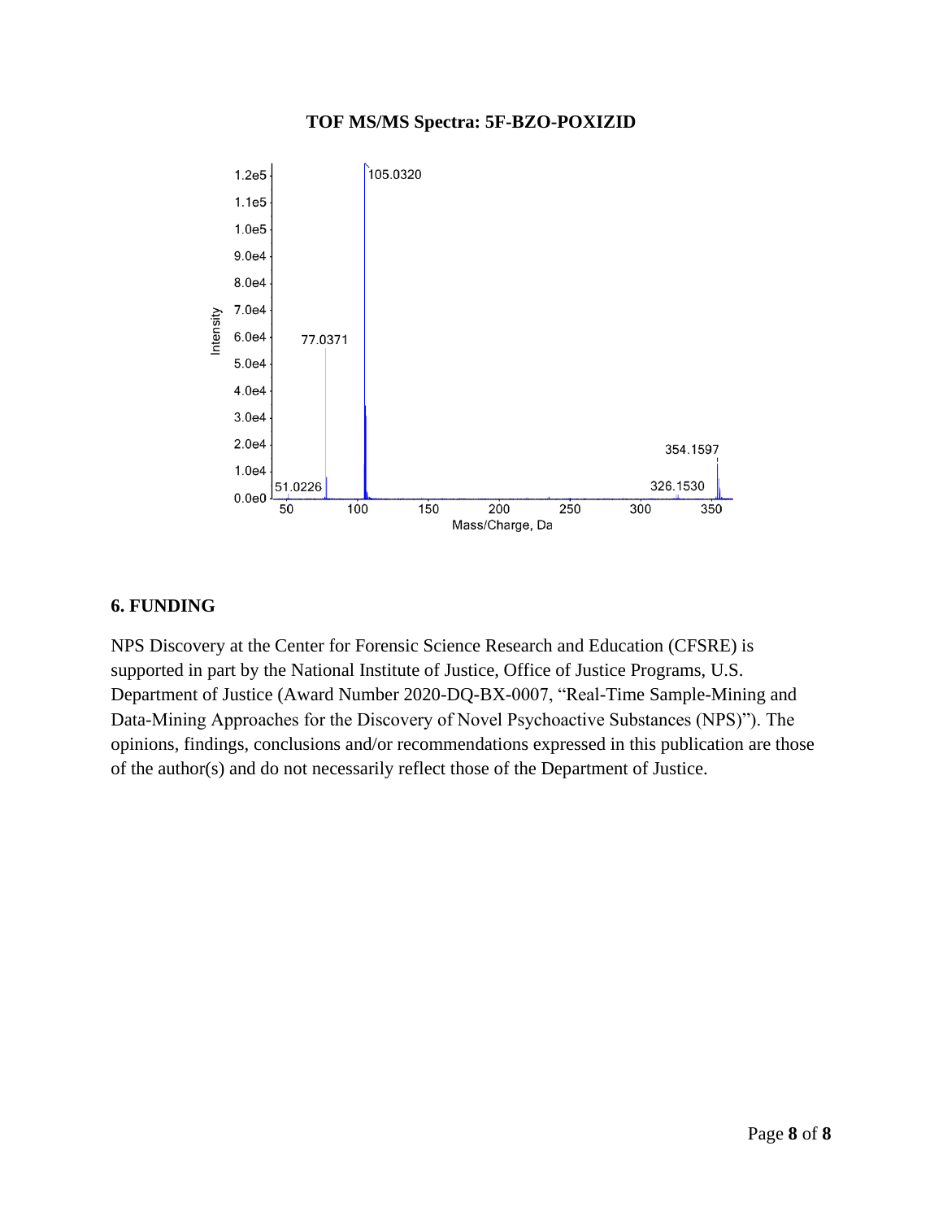**TOF MS/MS Spectra: 5F-BZO-POXIZID**

Intensity

1.2e5
1.1e5
1.0e5
9.0e4
8.0e4
7.0e4
6.0e4
5.0e4
4.0e4
3.0e4
2.0e4
1.0e4
0.0e0

105.0320
77.0371
51.0226
354.1597
326.1530

50 100 150 200 250 300 350

Mass/Charge, Da

## 6. FUNDING

NPS Discovery at the Center for Forensic Science Research and Education (CFSRE) is supported in part by the National Institute of Justice, Office of Justice Programs, U.S. Department of Justice (Award Number 2020-DQ-BX-0007, "Real-Time Sample-Mining and Data-Mining Approaches for the Discovery of Novel Psychoactive Substances (NPS)"). The opinions, findings, conclusions and/or recommendations expressed in this publication are those of the author(s) and do not necessarily reflect those of the Department of Justice.